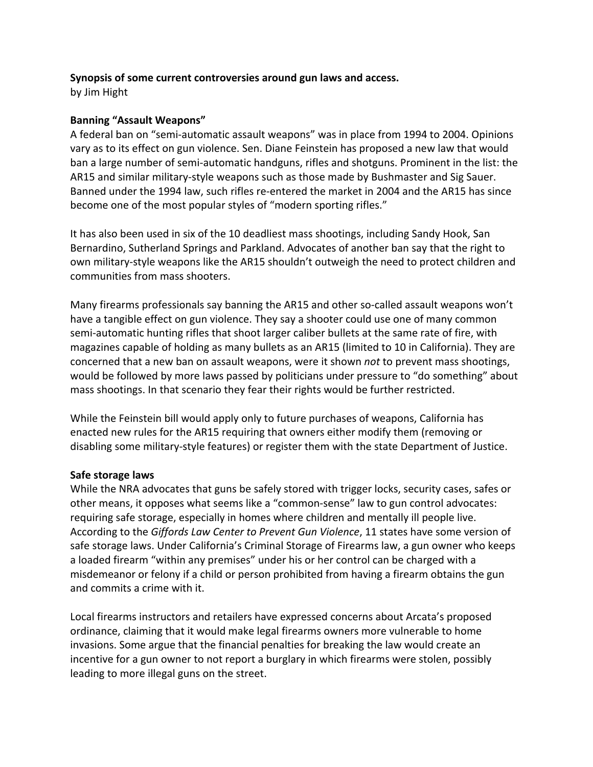**Synopsis of some current controversies around gun laws and access.**
by Jim Hight

**Banning "Assault Weapons"**

A federal ban on "semi-automatic assault weapons" was in place from 1994 to 2004. Opinions vary as to its effect on gun violence. Sen. Diane Feinstein has proposed a new law that would ban a large number of semi-automatic handguns, rifles and shotguns. Prominent in the list: the AR15 and similar military-style weapons such as those made by Bushmaster and Sig Sauer. Banned under the 1994 law, such rifles re-entered the market in 2004 and the AR15 has since become one of the most popular styles of "modern sporting rifles."

It has also been used in six of the 10 deadliest mass shootings, including Sandy Hook, San Bernardino, Sutherland Springs and Parkland. Advocates of another ban say that the right to own military-style weapons like the AR15 shouldn't outweigh the need to protect children and communities from mass shooters.

Many firearms professionals say banning the AR15 and other so-called assault weapons won't have a tangible effect on gun violence. They say a shooter could use one of many common semi-automatic hunting rifles that shoot larger caliber bullets at the same rate of fire, with magazines capable of holding as many bullets as an AR15 (limited to 10 in California). They are concerned that a new ban on assault weapons, were it shown *not* to prevent mass shootings, would be followed by more laws passed by politicians under pressure to "do something" about mass shootings. In that scenario they fear their rights would be further restricted.

While the Feinstein bill would apply only to future purchases of weapons, California has enacted new rules for the AR15 requiring that owners either modify them (removing or disabling some military-style features) or register them with the state Department of Justice.

**Safe storage laws**

While the NRA advocates that guns be safely stored with trigger locks, security cases, safes or other means, it opposes what seems like a "common-sense" law to gun control advocates: requiring safe storage, especially in homes where children and mentally ill people live. According to the *Giffords Law Center to Prevent Gun Violence*, 11 states have some version of safe storage laws. Under California's Criminal Storage of Firearms law, a gun owner who keeps a loaded firearm "within any premises" under his or her control can be charged with a misdemeanor or felony if a child or person prohibited from having a firearm obtains the gun and commits a crime with it.

Local firearms instructors and retailers have expressed concerns about Arcata's proposed ordinance, claiming that it would make legal firearms owners more vulnerable to home invasions. Some argue that the financial penalties for breaking the law would create an incentive for a gun owner to not report a burglary in which firearms were stolen, possibly leading to more illegal guns on the street.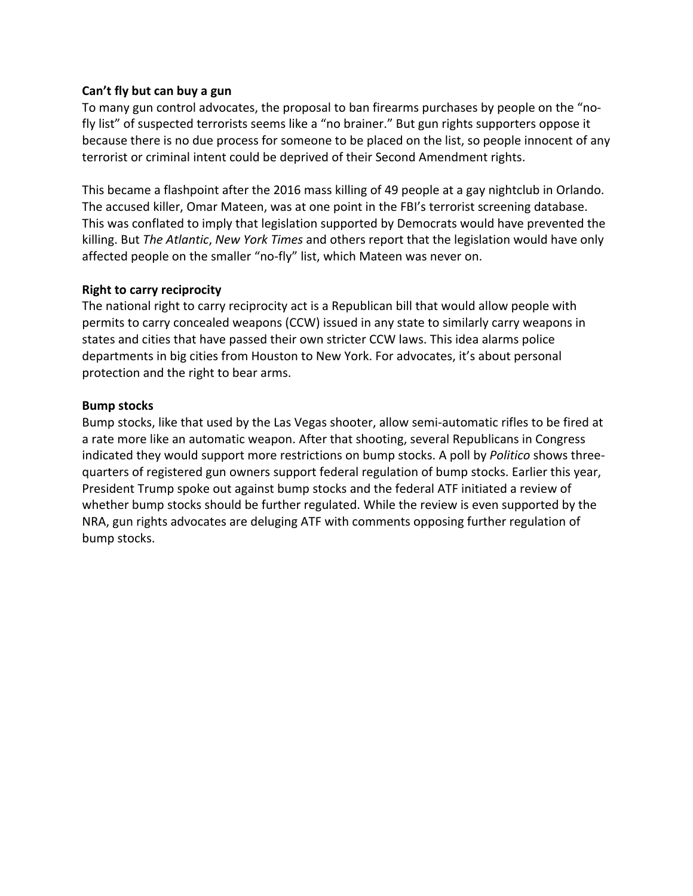**Can't fly but can buy a gun**

To many gun control advocates, the proposal to ban firearms purchases by people on the "no-fly list" of suspected terrorists seems like a "no brainer." But gun rights supporters oppose it because there is no due process for someone to be placed on the list, so people innocent of any terrorist or criminal intent could be deprived of their Second Amendment rights.

This became a flashpoint after the 2016 mass killing of 49 people at a gay nightclub in Orlando. The accused killer, Omar Mateen, was at one point in the FBI's terrorist screening database. This was conflated to imply that legislation supported by Democrats would have prevented the killing. But *The Atlantic*, *New York Times* and others report that the legislation would have only affected people on the smaller "no-fly" list, which Mateen was never on.

**Right to carry reciprocity**

The national right to carry reciprocity act is a Republican bill that would allow people with permits to carry concealed weapons (CCW) issued in any state to similarly carry weapons in states and cities that have passed their own stricter CCW laws. This idea alarms police departments in big cities from Houston to New York. For advocates, it's about personal protection and the right to bear arms.

**Bump stocks**

Bump stocks, like that used by the Las Vegas shooter, allow semi-automatic rifles to be fired at a rate more like an automatic weapon. After that shooting, several Republicans in Congress indicated they would support more restrictions on bump stocks. A poll by *Politico* shows three-quarters of registered gun owners support federal regulation of bump stocks. Earlier this year, President Trump spoke out against bump stocks and the federal ATF initiated a review of whether bump stocks should be further regulated. While the review is even supported by the NRA, gun rights advocates are deluging ATF with comments opposing further regulation of bump stocks.